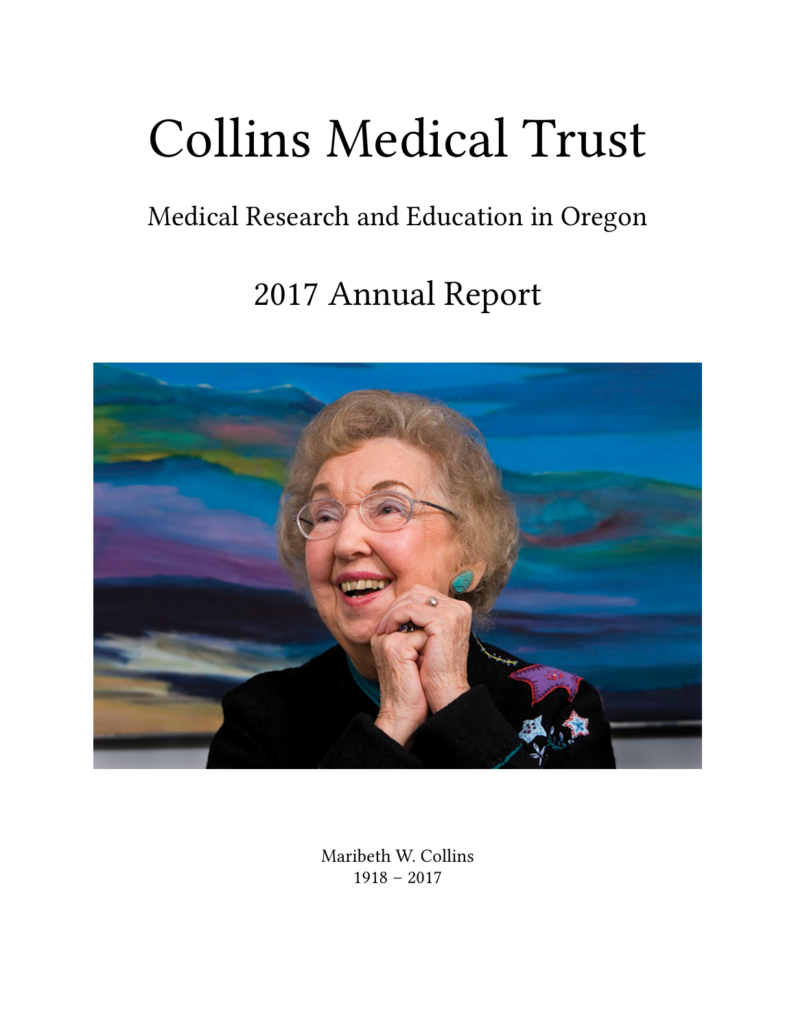# Collins Medical Trust

## Medical Research and Education in Oregon

## 2017 Annual Report

Maribeth W. Collins
1918 – 2017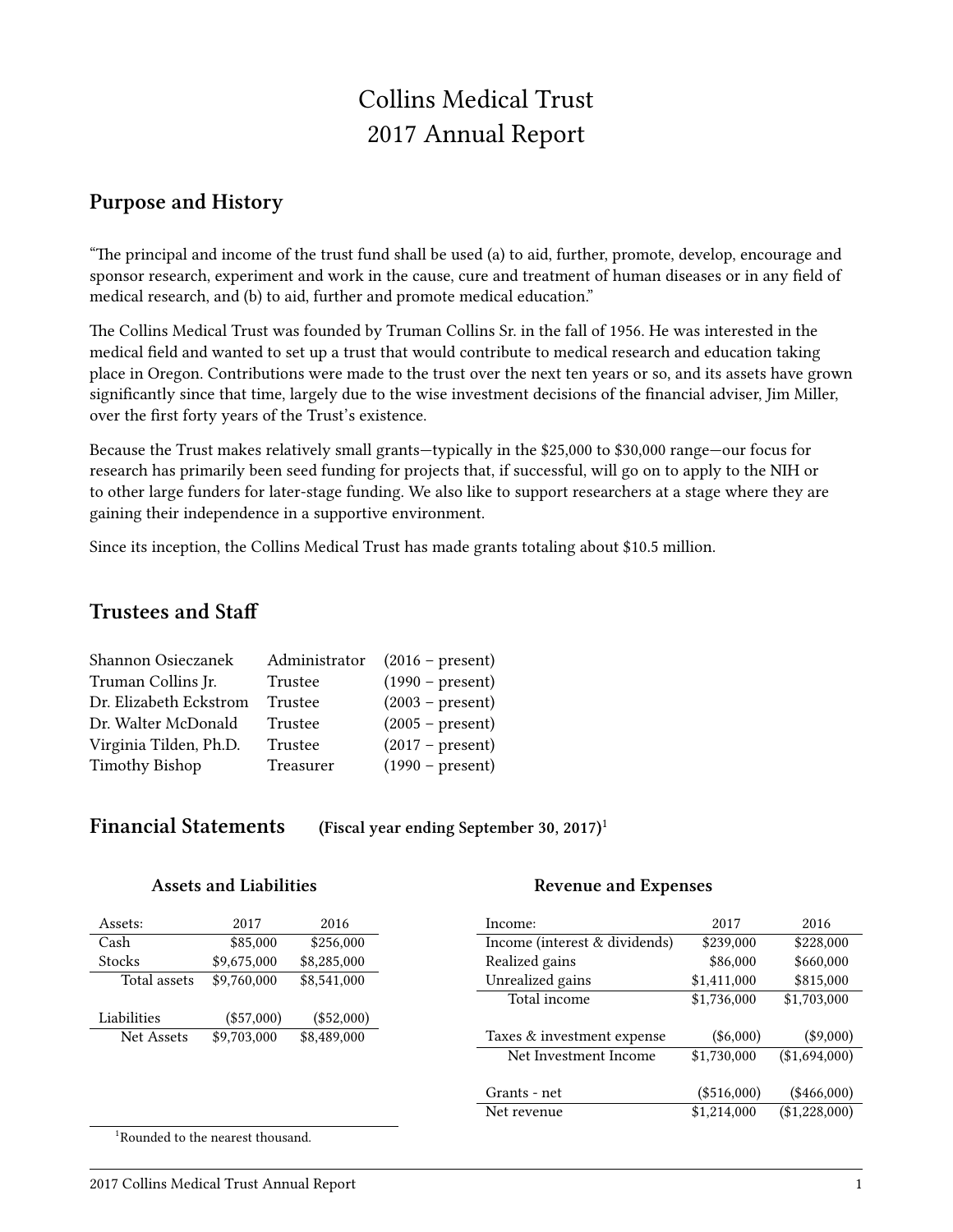# Collins Medical Trust
# 2017 Annual Report

## Purpose and History

"The principal and income of the trust fund shall be used (a) to aid, further, promote, develop, encourage and sponsor research, experiment and work in the cause, cure and treatment of human diseases or in any field of medical research, and (b) to aid, further and promote medical education."

The Collins Medical Trust was founded by Truman Collins Sr. in the fall of 1956. He was interested in the medical field and wanted to set up a trust that would contribute to medical research and education taking place in Oregon. Contributions were made to the trust over the next ten years or so, and its assets have grown significantly since that time, largely due to the wise investment decisions of the financial adviser, Jim Miller, over the first forty years of the Trust's existence.

Because the Trust makes relatively small grants—typically in the $25,000 to $30,000 range—our focus for research has primarily been seed funding for projects that, if successful, will go on to apply to the NIH or to other large funders for later-stage funding. We also like to support researchers at a stage where they are gaining their independence in a supportive environment.

Since its inception, the Collins Medical Trust has made grants totaling about $10.5 million.

## Trustees and Staff

| | | |
|---|---|---|
| Shannon Osieczanek | Administrator | (2016 – present) |
| Truman Collins Jr. | Trustee | (1990 – present) |
| Dr. Elizabeth Eckstrom | Trustee | (2003 – present) |
| Dr. Walter McDonald | Trustee | (2005 – present) |
| Virginia Tilden, Ph.D. | Trustee | (2017 – present) |
| Timothy Bishop | Treasurer | (1990 – present) |

## Financial Statements (Fiscal year ending September 30, 2017)[1]

### Assets and Liabilities

| Assets: | 2017 | 2016 |
|---|---|---|
| Cash | $85,000 | $256,000 |
| Stocks | $9,675,000 | $8,285,000 |
| Total assets | $9,760,000 | $8,541,000 |
| | | |
| Liabilities | ($57,000) | ($52,000) |
| Net Assets | $9,703,000 | $8,489,000 |

### Revenue and Expenses

| Income: | 2017 | 2016 |
|---|---|---|
| Income (interest & dividends) | $239,000 | $228,000 |
| Realized gains | $86,000 | $660,000 |
| Unrealized gains | $1,411,000 | $815,000 |
| Total income | $1,736,000 | $1,703,000 |
| | | |
| Taxes & investment expense | ($6,000) | ($9,000) |
| Net Investment Income | $1,730,000 | ($1,694,000) |
| | | |
| Grants - net | ($516,000) | ($466,000) |
| Net revenue | $1,214,000 | ($1,228,000) |

[1]Rounded to the nearest thousand.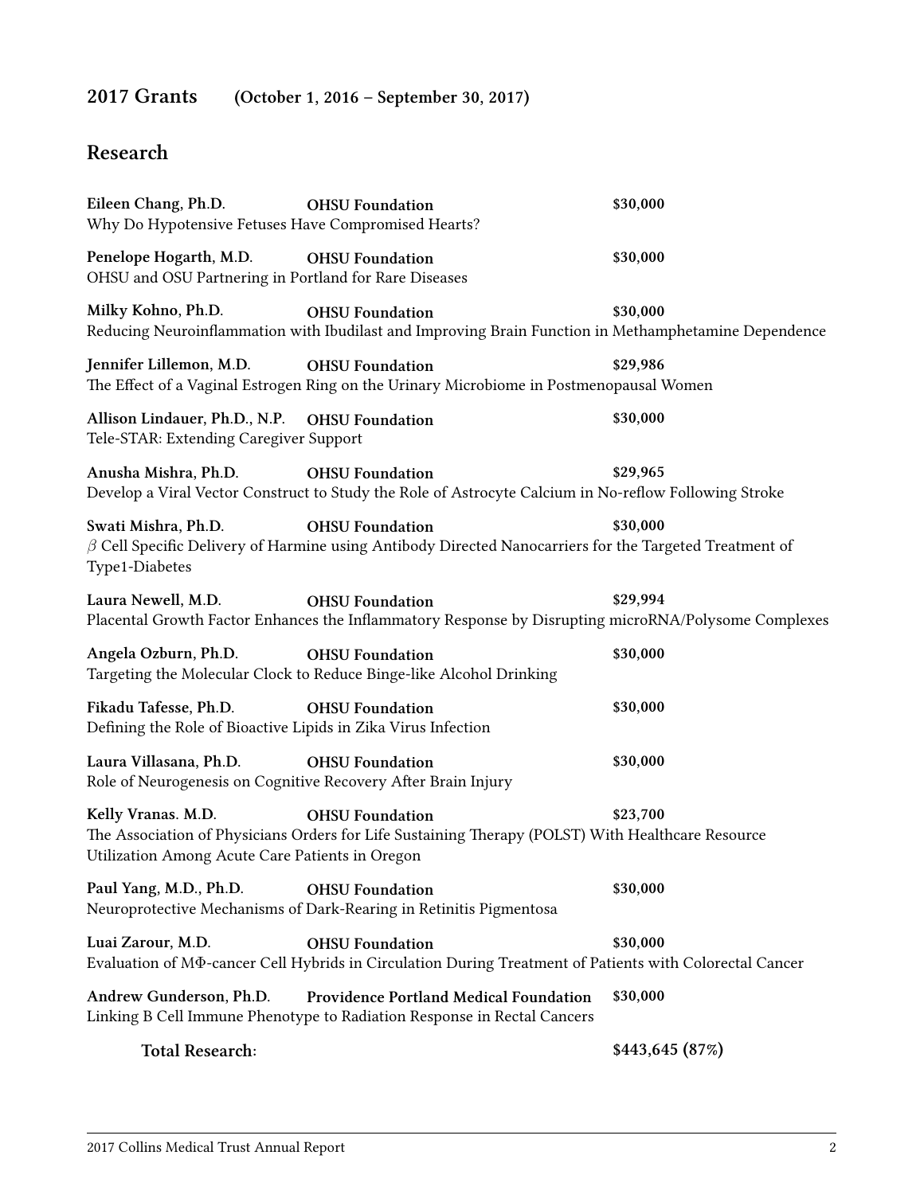## 2017 Grants (October 1, 2016 – September 30, 2017)

## Research

**Eileen Chang, Ph.D.** **OHSU Foundation** **$30,000**
Why Do Hypotensive Fetuses Have Compromised Hearts?

**Penelope Hogarth, M.D.** **OHSU Foundation** **$30,000**
OHSU and OSU Partnering in Portland for Rare Diseases

**Milky Kohno, Ph.D.** **OHSU Foundation** **$30,000**
Reducing Neuroinflammation with Ibudilast and Improving Brain Function in Methamphetamine Dependence

**Jennifer Lillemon, M.D.** **OHSU Foundation** **$29,986**
The Effect of a Vaginal Estrogen Ring on the Urinary Microbiome in Postmenopausal Women

**Allison Lindauer, Ph.D., N.P.** **OHSU Foundation** **$30,000**
Tele-STAR: Extending Caregiver Support

**Anusha Mishra, Ph.D.** **OHSU Foundation** **$29,965**
Develop a Viral Vector Construct to Study the Role of Astrocyte Calcium in No-reflow Following Stroke

**Swati Mishra, Ph.D.** **OHSU Foundation** **$30,000**
$\beta$ Cell Specific Delivery of Harmine using Antibody Directed Nanocarriers for the Targeted Treatment of Type1-Diabetes

**Laura Newell, M.D.** **OHSU Foundation** **$29,994**
Placental Growth Factor Enhances the Inflammatory Response by Disrupting microRNA/Polysome Complexes

**Angela Ozburn, Ph.D.** **OHSU Foundation** **$30,000**
Targeting the Molecular Clock to Reduce Binge-like Alcohol Drinking

**Fikadu Tafesse, Ph.D.** **OHSU Foundation** **$30,000**
Defining the Role of Bioactive Lipids in Zika Virus Infection

**Laura Villasana, Ph.D.** **OHSU Foundation** **$30,000**
Role of Neurogenesis on Cognitive Recovery After Brain Injury

**Kelly Vranas. M.D.** **OHSU Foundation** **$23,700**
The Association of Physicians Orders for Life Sustaining Therapy (POLST) With Healthcare Resource Utilization Among Acute Care Patients in Oregon

**Paul Yang, M.D., Ph.D.** **OHSU Foundation** **$30,000**
Neuroprotective Mechanisms of Dark-Rearing in Retinitis Pigmentosa

**Luai Zarour, M.D.** **OHSU Foundation** **$30,000**
Evaluation of MΦ-cancer Cell Hybrids in Circulation During Treatment of Patients with Colorectal Cancer

**Andrew Gunderson, Ph.D.** **Providence Portland Medical Foundation** **$30,000**
Linking B Cell Immune Phenotype to Radiation Response in Rectal Cancers

**Total Research:** **$443,645 (87%)**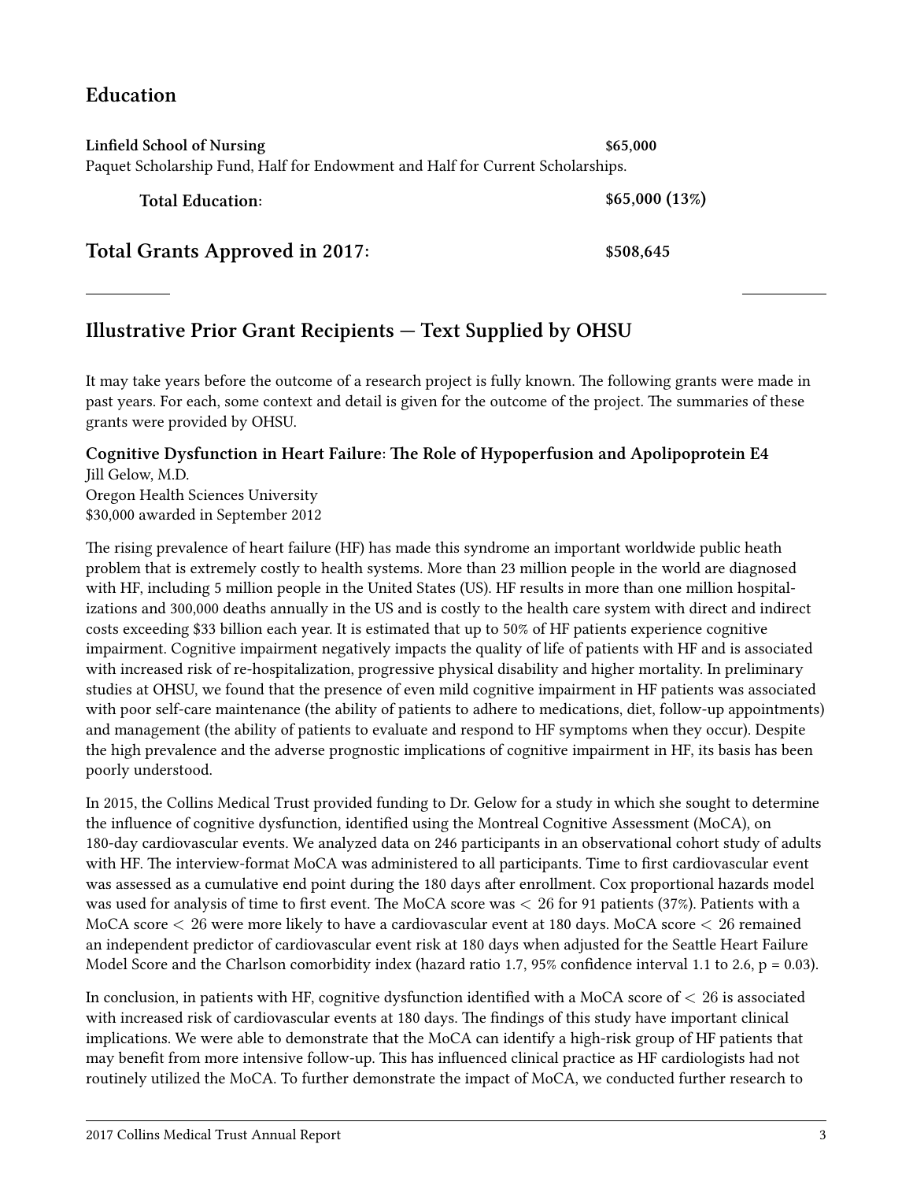## Education

| | |
|---|---|
| **Linfield School of Nursing** | **$65,000** |
| Paquet Scholarship Fund, Half for Endowment and Half for Current Scholarships. | |
| **Total Education:** | **$65,000 (13%)** |

## Total Grants Approved in 2017: **$508,645**

---

## Illustrative Prior Grant Recipients — Text Supplied by OHSU

It may take years before the outcome of a research project is fully known. The following grants were made in past years. For each, some context and detail is given for the outcome of the project. The summaries of these grants were provided by OHSU.

**Cognitive Dysfunction in Heart Failure: The Role of Hypoperfusion and Apolipoprotein E4**
Jill Gelow, M.D.
Oregon Health Sciences University
$30,000 awarded in September 2012

The rising prevalence of heart failure (HF) has made this syndrome an important worldwide public heath problem that is extremely costly to health systems. More than 23 million people in the world are diagnosed with HF, including 5 million people in the United States (US). HF results in more than one million hospitalizations and 300,000 deaths annually in the US and is costly to the health care system with direct and indirect costs exceeding $33 billion each year. It is estimated that up to 50% of HF patients experience cognitive impairment. Cognitive impairment negatively impacts the quality of life of patients with HF and is associated with increased risk of re-hospitalization, progressive physical disability and higher mortality. In preliminary studies at OHSU, we found that the presence of even mild cognitive impairment in HF patients was associated with poor self-care maintenance (the ability of patients to adhere to medications, diet, follow-up appointments) and management (the ability of patients to evaluate and respond to HF symptoms when they occur). Despite the high prevalence and the adverse prognostic implications of cognitive impairment in HF, its basis has been poorly understood.

In 2015, the Collins Medical Trust provided funding to Dr. Gelow for a study in which she sought to determine the influence of cognitive dysfunction, identified using the Montreal Cognitive Assessment (MoCA), on 180-day cardiovascular events. We analyzed data on 246 participants in an observational cohort study of adults with HF. The interview-format MoCA was administered to all participants. Time to first cardiovascular event was assessed as a cumulative end point during the 180 days after enrollment. Cox proportional hazards model was used for analysis of time to first event. The MoCA score was $< 26$ for 91 patients (37%). Patients with a MoCA score $< 26$ were more likely to have a cardiovascular event at 180 days. MoCA score $< 26$ remained an independent predictor of cardiovascular event risk at 180 days when adjusted for the Seattle Heart Failure Model Score and the Charlson comorbidity index (hazard ratio 1.7, 95% confidence interval 1.1 to 2.6, p = 0.03).

In conclusion, in patients with HF, cognitive dysfunction identified with a MoCA score of $< 26$ is associated with increased risk of cardiovascular events at 180 days. The findings of this study have important clinical implications. We were able to demonstrate that the MoCA can identify a high-risk group of HF patients that may benefit from more intensive follow-up. This has influenced clinical practice as HF cardiologists had not routinely utilized the MoCA. To further demonstrate the impact of MoCA, we conducted further research to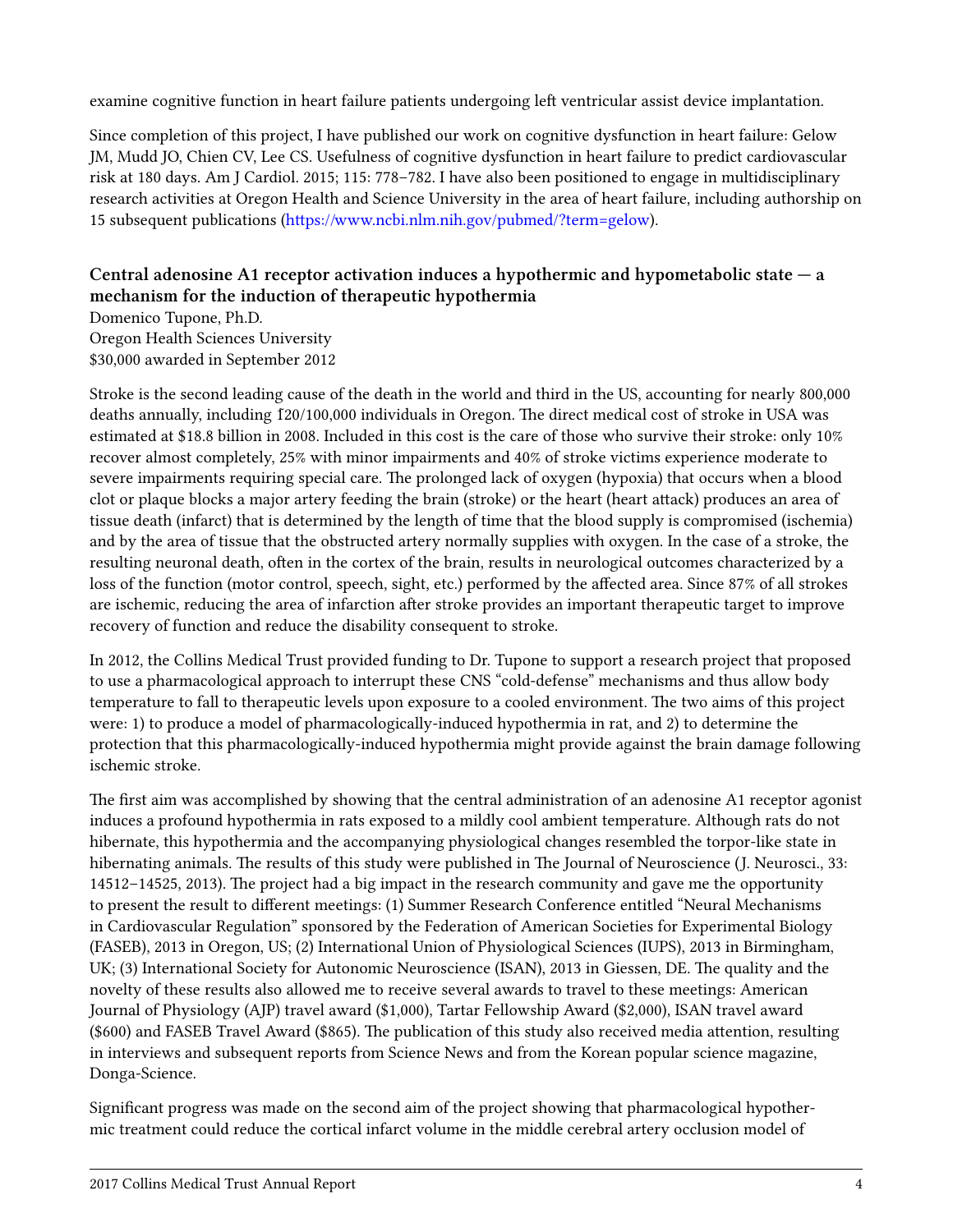examine cognitive function in heart failure patients undergoing left ventricular assist device implantation.

Since completion of this project, I have published our work on cognitive dysfunction in heart failure: Gelow JM, Mudd JO, Chien CV, Lee CS. Usefulness of cognitive dysfunction in heart failure to predict cardiovascular risk at 180 days. Am J Cardiol. 2015; 115: 778–782. I have also been positioned to engage in multidisciplinary research activities at Oregon Health and Science University in the area of heart failure, including authorship on 15 subsequent publications (https://www.ncbi.nlm.nih.gov/pubmed/?term=gelow).

### Central adenosine A1 receptor activation induces a hypothermic and hypometabolic state — a mechanism for the induction of therapeutic hypothermia

Domenico Tupone, Ph.D.
Oregon Health Sciences University
$30,000 awarded in September 2012

Stroke is the second leading cause of the death in the world and third in the US, accounting for nearly 800,000 deaths annually, including 120/100,000 individuals in Oregon. The direct medical cost of stroke in USA was estimated at $18.8 billion in 2008. Included in this cost is the care of those who survive their stroke: only 10% recover almost completely, 25% with minor impairments and 40% of stroke victims experience moderate to severe impairments requiring special care. The prolonged lack of oxygen (hypoxia) that occurs when a blood clot or plaque blocks a major artery feeding the brain (stroke) or the heart (heart attack) produces an area of tissue death (infarct) that is determined by the length of time that the blood supply is compromised (ischemia) and by the area of tissue that the obstructed artery normally supplies with oxygen. In the case of a stroke, the resulting neuronal death, often in the cortex of the brain, results in neurological outcomes characterized by a loss of the function (motor control, speech, sight, etc.) performed by the affected area. Since 87% of all strokes are ischemic, reducing the area of infarction after stroke provides an important therapeutic target to improve recovery of function and reduce the disability consequent to stroke.

In 2012, the Collins Medical Trust provided funding to Dr. Tupone to support a research project that proposed to use a pharmacological approach to interrupt these CNS "cold-defense" mechanisms and thus allow body temperature to fall to therapeutic levels upon exposure to a cooled environment. The two aims of this project were: 1) to produce a model of pharmacologically-induced hypothermia in rat, and 2) to determine the protection that this pharmacologically-induced hypothermia might provide against the brain damage following ischemic stroke.

The first aim was accomplished by showing that the central administration of an adenosine A1 receptor agonist induces a profound hypothermia in rats exposed to a mildly cool ambient temperature. Although rats do not hibernate, this hypothermia and the accompanying physiological changes resembled the torpor-like state in hibernating animals. The results of this study were published in The Journal of Neuroscience (J. Neurosci., 33: 14512–14525, 2013). The project had a big impact in the research community and gave me the opportunity to present the result to different meetings: (1) Summer Research Conference entitled "Neural Mechanisms in Cardiovascular Regulation" sponsored by the Federation of American Societies for Experimental Biology (FASEB), 2013 in Oregon, US; (2) International Union of Physiological Sciences (IUPS), 2013 in Birmingham, UK; (3) International Society for Autonomic Neuroscience (ISAN), 2013 in Giessen, DE. The quality and the novelty of these results also allowed me to receive several awards to travel to these meetings: American Journal of Physiology (AJP) travel award ($1,000), Tartar Fellowship Award ($2,000), ISAN travel award ($600) and FASEB Travel Award ($865). The publication of this study also received media attention, resulting in interviews and subsequent reports from Science News and from the Korean popular science magazine, Donga-Science.

Significant progress was made on the second aim of the project showing that pharmacological hypothermic treatment could reduce the cortical infarct volume in the middle cerebral artery occlusion model of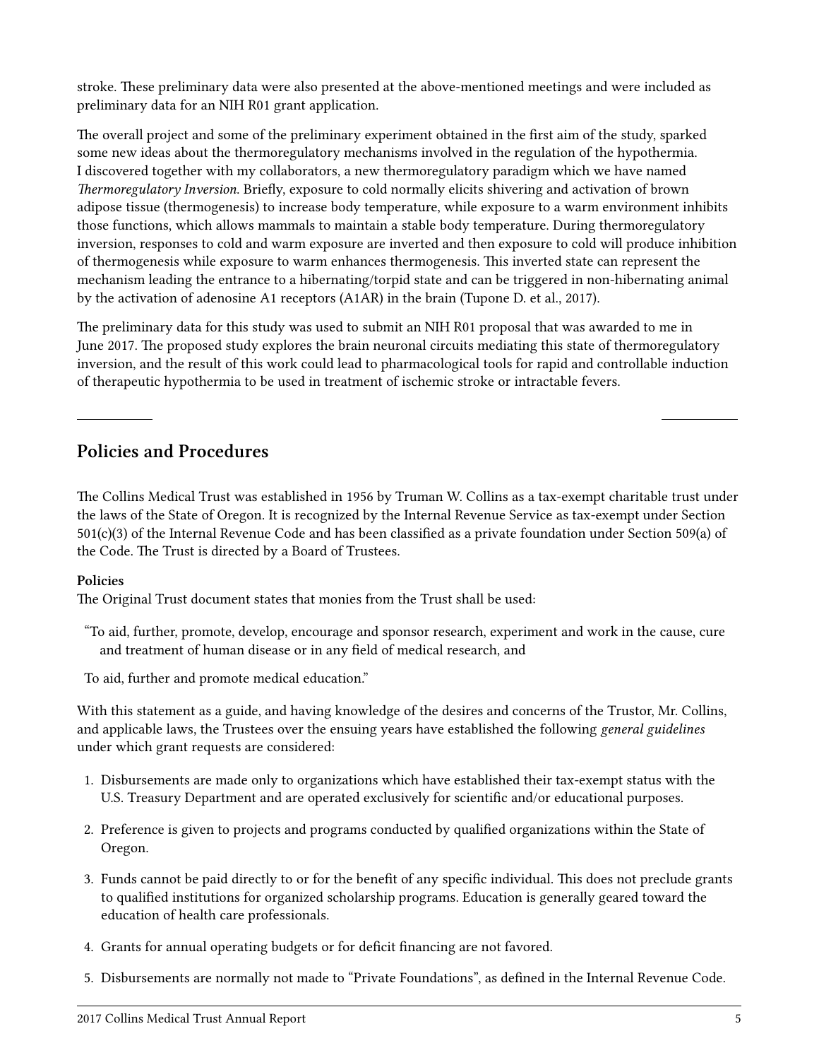stroke. These preliminary data were also presented at the above-mentioned meetings and were included as preliminary data for an NIH R01 grant application.

The overall project and some of the preliminary experiment obtained in the first aim of the study, sparked some new ideas about the thermoregulatory mechanisms involved in the regulation of the hypothermia. I discovered together with my collaborators, a new thermoregulatory paradigm which we have named *Thermoregulatory Inversion*. Briefly, exposure to cold normally elicits shivering and activation of brown adipose tissue (thermogenesis) to increase body temperature, while exposure to a warm environment inhibits those functions, which allows mammals to maintain a stable body temperature. During thermoregulatory inversion, responses to cold and warm exposure are inverted and then exposure to cold will produce inhibition of thermogenesis while exposure to warm enhances thermogenesis. This inverted state can represent the mechanism leading the entrance to a hibernating/torpid state and can be triggered in non-hibernating animal by the activation of adenosine A1 receptors (A1AR) in the brain (Tupone D. et al., 2017).

The preliminary data for this study was used to submit an NIH R01 proposal that was awarded to me in June 2017. The proposed study explores the brain neuronal circuits mediating this state of thermoregulatory inversion, and the result of this work could lead to pharmacological tools for rapid and controllable induction of therapeutic hypothermia to be used in treatment of ischemic stroke or intractable fevers.

## Policies and Procedures

The Collins Medical Trust was established in 1956 by Truman W. Collins as a tax-exempt charitable trust under the laws of the State of Oregon. It is recognized by the Internal Revenue Service as tax-exempt under Section 501(c)(3) of the Internal Revenue Code and has been classified as a private foundation under Section 509(a) of the Code. The Trust is directed by a Board of Trustees.

**Policies**

The Original Trust document states that monies from the Trust shall be used:

> "To aid, further, promote, develop, encourage and sponsor research, experiment and work in the cause, cure and treatment of human disease or in any field of medical research, and
>
> To aid, further and promote medical education."

With this statement as a guide, and having knowledge of the desires and concerns of the Trustor, Mr. Collins, and applicable laws, the Trustees over the ensuing years have established the following *general guidelines* under which grant requests are considered:

1. Disbursements are made only to organizations which have established their tax-exempt status with the U.S. Treasury Department and are operated exclusively for scientific and/or educational purposes.
2. Preference is given to projects and programs conducted by qualified organizations within the State of Oregon.
3. Funds cannot be paid directly to or for the benefit of any specific individual. This does not preclude grants to qualified institutions for organized scholarship programs. Education is generally geared toward the education of health care professionals.
4. Grants for annual operating budgets or for deficit financing are not favored.
5. Disbursements are normally not made to "Private Foundations", as defined in the Internal Revenue Code.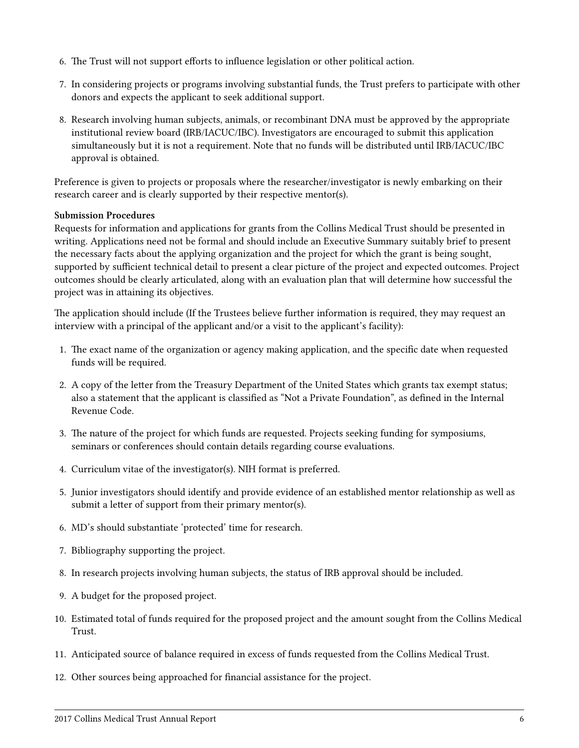6. The Trust will not support efforts to influence legislation or other political action.

7. In considering projects or programs involving substantial funds, the Trust prefers to participate with other donors and expects the applicant to seek additional support.

8. Research involving human subjects, animals, or recombinant DNA must be approved by the appropriate institutional review board (IRB/IACUC/IBC). Investigators are encouraged to submit this application simultaneously but it is not a requirement. Note that no funds will be distributed until IRB/IACUC/IBC approval is obtained.

Preference is given to projects or proposals where the researcher/investigator is newly embarking on their research career and is clearly supported by their respective mentor(s).

**Submission Procedures**

Requests for information and applications for grants from the Collins Medical Trust should be presented in writing. Applications need not be formal and should include an Executive Summary suitably brief to present the necessary facts about the applying organization and the project for which the grant is being sought, supported by sufficient technical detail to present a clear picture of the project and expected outcomes. Project outcomes should be clearly articulated, along with an evaluation plan that will determine how successful the project was in attaining its objectives.

The application should include (If the Trustees believe further information is required, they may request an interview with a principal of the applicant and/or a visit to the applicant's facility):

1. The exact name of the organization or agency making application, and the specific date when requested funds will be required.

2. A copy of the letter from the Treasury Department of the United States which grants tax exempt status; also a statement that the applicant is classified as "Not a Private Foundation", as defined in the Internal Revenue Code.

3. The nature of the project for which funds are requested. Projects seeking funding for symposiums, seminars or conferences should contain details regarding course evaluations.

4. Curriculum vitae of the investigator(s). NIH format is preferred.

5. Junior investigators should identify and provide evidence of an established mentor relationship as well as submit a letter of support from their primary mentor(s).

6. MD's should substantiate 'protected' time for research.

7. Bibliography supporting the project.

8. In research projects involving human subjects, the status of IRB approval should be included.

9. A budget for the proposed project.

10. Estimated total of funds required for the proposed project and the amount sought from the Collins Medical Trust.

11. Anticipated source of balance required in excess of funds requested from the Collins Medical Trust.

12. Other sources being approached for financial assistance for the project.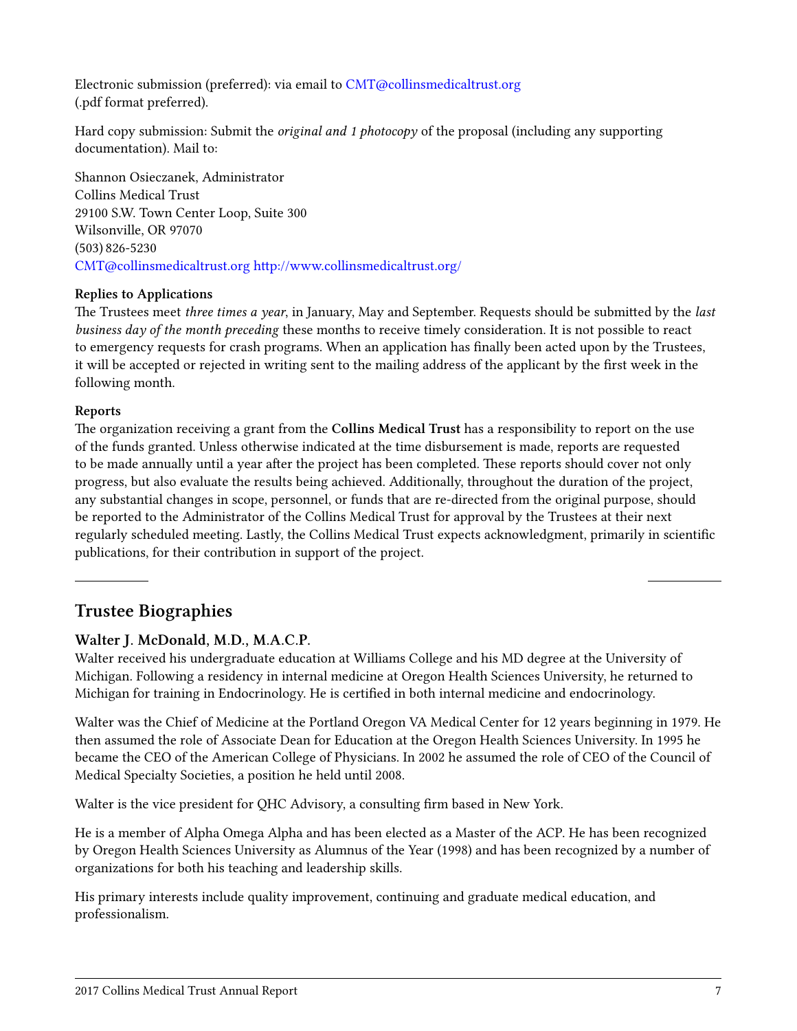Electronic submission (preferred): via email to CMT@collinsmedicaltrust.org
(.pdf format preferred).

Hard copy submission: Submit the *original and 1 photocopy* of the proposal (including any supporting documentation). Mail to:

Shannon Osieczanek, Administrator
Collins Medical Trust
29100 S.W. Town Center Loop, Suite 300
Wilsonville, OR 97070
(503) 826-5230
CMT@collinsmedicaltrust.org http://www.collinsmedicaltrust.org/

**Replies to Applications**

The Trustees meet *three times a year*, in January, May and September. Requests should be submitted by the *last business day of the month preceding* these months to receive timely consideration. It is not possible to react to emergency requests for crash programs. When an application has finally been acted upon by the Trustees, it will be accepted or rejected in writing sent to the mailing address of the applicant by the first week in the following month.

**Reports**

The organization receiving a grant from the **Collins Medical Trust** has a responsibility to report on the use of the funds granted. Unless otherwise indicated at the time disbursement is made, reports are requested to be made annually until a year after the project has been completed. These reports should cover not only progress, but also evaluate the results being achieved. Additionally, throughout the duration of the project, any substantial changes in scope, personnel, or funds that are re-directed from the original purpose, should be reported to the Administrator of the Collins Medical Trust for approval by the Trustees at their next regularly scheduled meeting. Lastly, the Collins Medical Trust expects acknowledgment, primarily in scientific publications, for their contribution in support of the project.

---

## Trustee Biographies

### Walter J. McDonald, M.D., M.A.C.P.

Walter received his undergraduate education at Williams College and his MD degree at the University of Michigan. Following a residency in internal medicine at Oregon Health Sciences University, he returned to Michigan for training in Endocrinology. He is certified in both internal medicine and endocrinology.

Walter was the Chief of Medicine at the Portland Oregon VA Medical Center for 12 years beginning in 1979. He then assumed the role of Associate Dean for Education at the Oregon Health Sciences University. In 1995 he became the CEO of the American College of Physicians. In 2002 he assumed the role of CEO of the Council of Medical Specialty Societies, a position he held until 2008.

Walter is the vice president for QHC Advisory, a consulting firm based in New York.

He is a member of Alpha Omega Alpha and has been elected as a Master of the ACP. He has been recognized by Oregon Health Sciences University as Alumnus of the Year (1998) and has been recognized by a number of organizations for both his teaching and leadership skills.

His primary interests include quality improvement, continuing and graduate medical education, and professionalism.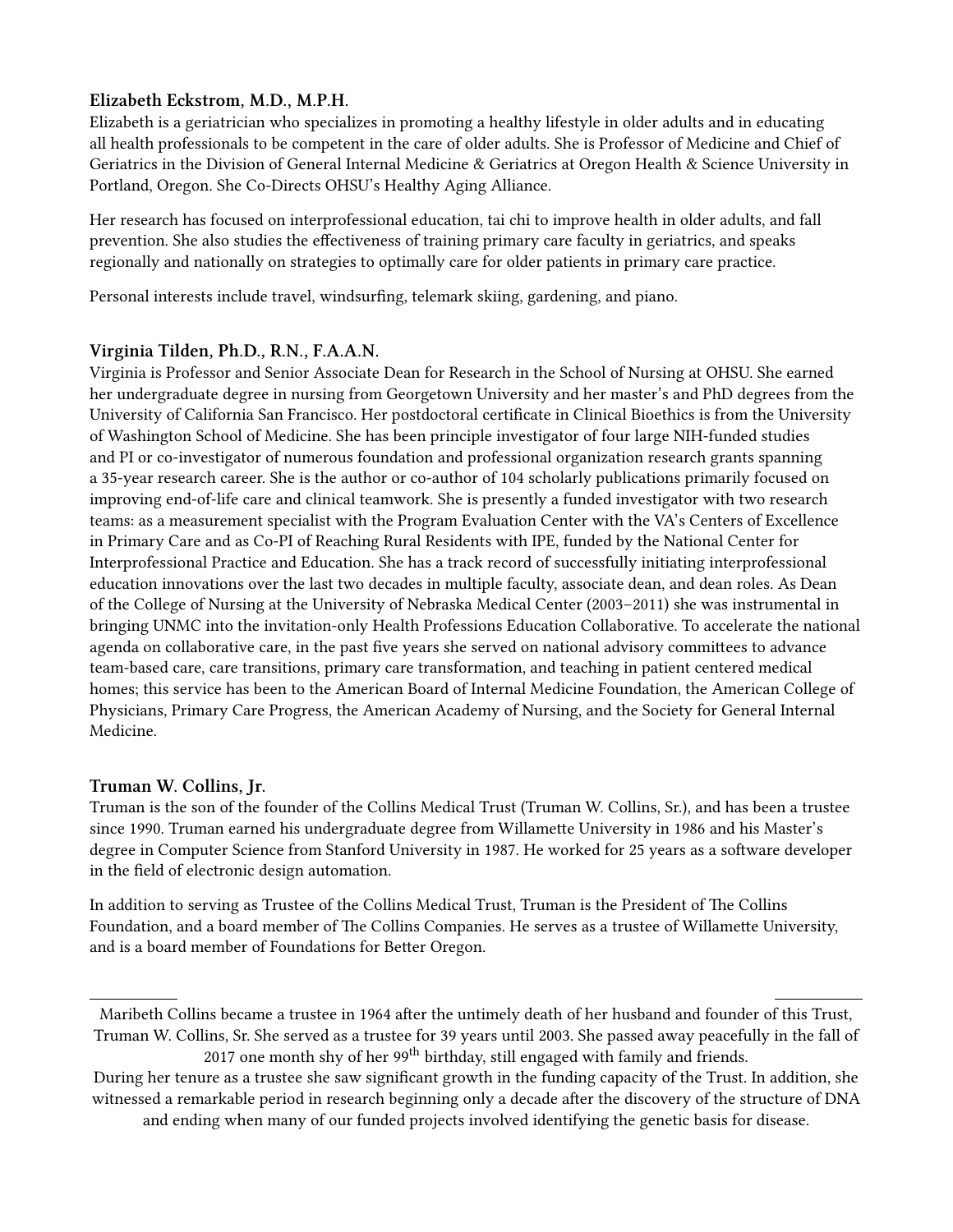**Elizabeth Eckstrom, M.D., M.P.H.**
Elizabeth is a geriatrician who specializes in promoting a healthy lifestyle in older adults and in educating all health professionals to be competent in the care of older adults. She is Professor of Medicine and Chief of Geriatrics in the Division of General Internal Medicine & Geriatrics at Oregon Health & Science University in Portland, Oregon. She Co-Directs OHSU's Healthy Aging Alliance.

Her research has focused on interprofessional education, tai chi to improve health in older adults, and fall prevention. She also studies the effectiveness of training primary care faculty in geriatrics, and speaks regionally and nationally on strategies to optimally care for older patients in primary care practice.

Personal interests include travel, windsurfing, telemark skiing, gardening, and piano.

**Virginia Tilden, Ph.D., R.N., F.A.A.N.**
Virginia is Professor and Senior Associate Dean for Research in the School of Nursing at OHSU. She earned her undergraduate degree in nursing from Georgetown University and her master's and PhD degrees from the University of California San Francisco. Her postdoctoral certificate in Clinical Bioethics is from the University of Washington School of Medicine. She has been principle investigator of four large NIH-funded studies and PI or co-investigator of numerous foundation and professional organization research grants spanning a 35-year research career. She is the author or co-author of 104 scholarly publications primarily focused on improving end-of-life care and clinical teamwork. She is presently a funded investigator with two research teams: as a measurement specialist with the Program Evaluation Center with the VA's Centers of Excellence in Primary Care and as Co-PI of Reaching Rural Residents with IPE, funded by the National Center for Interprofessional Practice and Education. She has a track record of successfully initiating interprofessional education innovations over the last two decades in multiple faculty, associate dean, and dean roles. As Dean of the College of Nursing at the University of Nebraska Medical Center (2003–2011) she was instrumental in bringing UNMC into the invitation-only Health Professions Education Collaborative. To accelerate the national agenda on collaborative care, in the past five years she served on national advisory committees to advance team-based care, care transitions, primary care transformation, and teaching in patient centered medical homes; this service has been to the American Board of Internal Medicine Foundation, the American College of Physicians, Primary Care Progress, the American Academy of Nursing, and the Society for General Internal Medicine.

**Truman W. Collins, Jr.**
Truman is the son of the founder of the Collins Medical Trust (Truman W. Collins, Sr.), and has been a trustee since 1990. Truman earned his undergraduate degree from Willamette University in 1986 and his Master's degree in Computer Science from Stanford University in 1987. He worked for 25 years as a software developer in the field of electronic design automation.

In addition to serving as Trustee of the Collins Medical Trust, Truman is the President of The Collins Foundation, and a board member of The Collins Companies. He serves as a trustee of Willamette University, and is a board member of Foundations for Better Oregon.

---

Maribeth Collins became a trustee in 1964 after the untimely death of her husband and founder of this Trust, Truman W. Collins, Sr. She served as a trustee for 39 years until 2003. She passed away peacefully in the fall of 2017 one month shy of her 99th birthday, still engaged with family and friends.
During her tenure as a trustee she saw significant growth in the funding capacity of the Trust. In addition, she witnessed a remarkable period in research beginning only a decade after the discovery of the structure of DNA and ending when many of our funded projects involved identifying the genetic basis for disease.